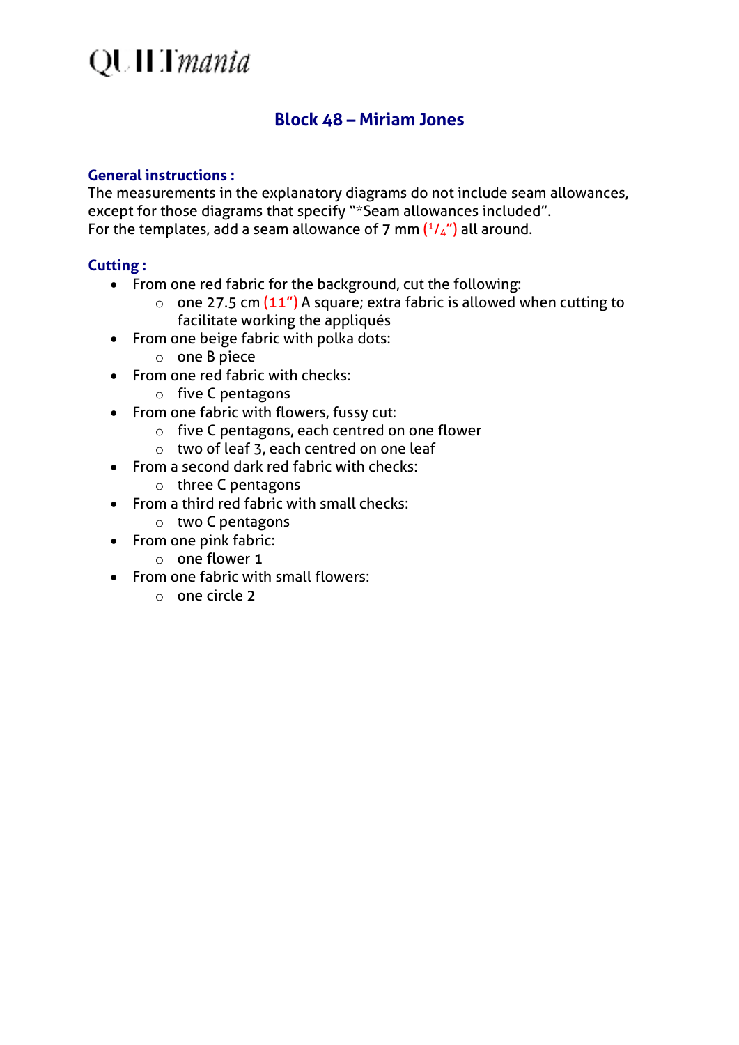QUILTmania

# Block 48 – Miriam Jones

## General instructions :

The measurements in the explanatory diagrams do not include seam allowances, except for those diagrams that specify "*Seam allowances included".
For the templates, add a seam allowance of 7 mm (1/4") all around.

## Cutting :

- From one red fabric for the background, cut the following:
  - one 27.5 cm (11") A square; extra fabric is allowed when cutting to facilitate working the appliqués
- From one beige fabric with polka dots:
  - one B piece
- From one red fabric with checks:
  - five C pentagons
- From one fabric with flowers, fussy cut:
  - five C pentagons, each centred on one flower
  - two of leaf 3, each centred on one leaf
- From a second dark red fabric with checks:
  - three C pentagons
- From a third red fabric with small checks:
  - two C pentagons
- From one pink fabric:
  - one flower 1
- From one fabric with small flowers:
  - one circle 2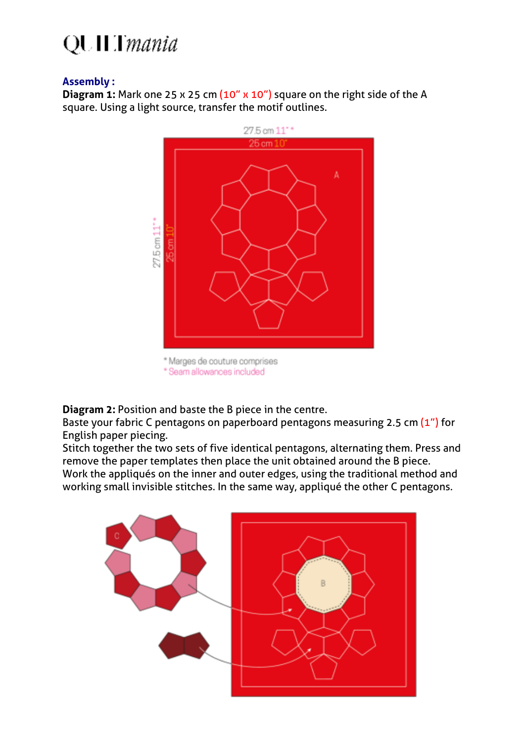## Assembly :

**Diagram 1:** Mark one 25 x 25 cm (10" x 10") square on the right side of the A square. Using a light source, transfer the motif outlines.

27.5 cm 11" *

25 cm 10"

A

* Marges de couture comprises

* Seam allowances included

**Diagram 2:** Position and baste the B piece in the centre.
Baste your fabric C pentagons on paperboard pentagons measuring 2.5 cm (1") for English paper piecing.
Stitch together the two sets of five identical pentagons, alternating them. Press and remove the paper templates then place the unit obtained around the B piece.
Work the appliqués on the inner and outer edges, using the traditional method and working small invisible stitches. In the same way, appliqué the other C pentagons.

C

B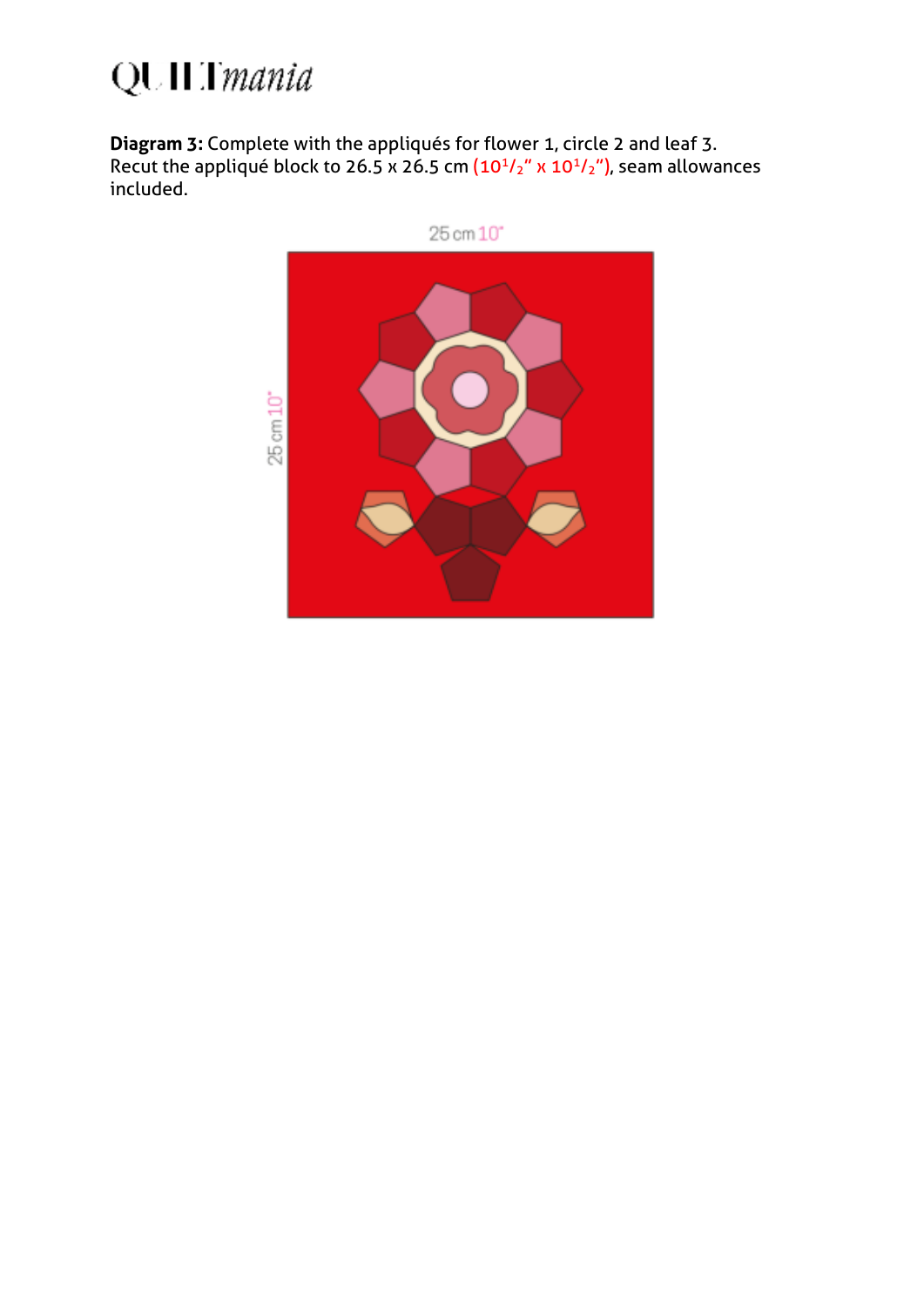**Diagram 3:** Complete with the appliqués for flower 1, circle 2 and leaf 3.
Recut the appliqué block to 26.5 x 26.5 cm (10 1/2" x 10 1/2"), seam allowances included.

25 cm 10"

25 cm 10"